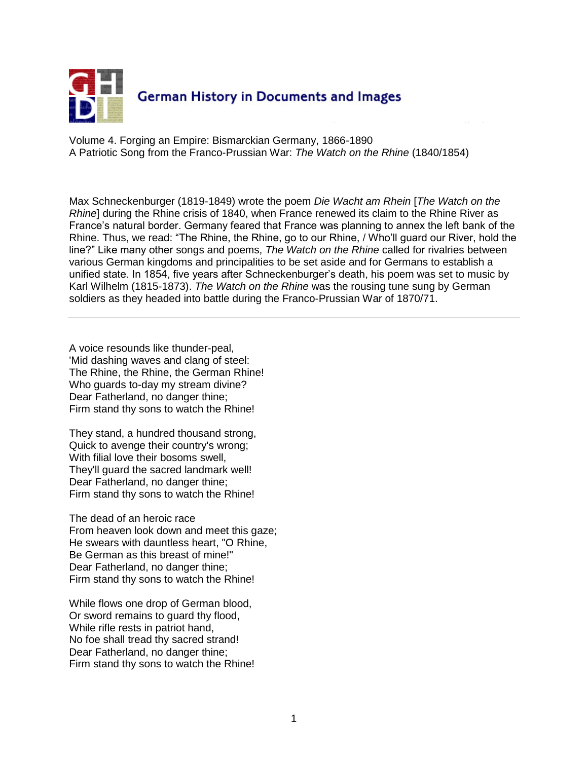German History in Documents and Images

Volume 4. Forging an Empire: Bismarckian Germany, 1866-1890
A Patriotic Song from the Franco-Prussian War: *The Watch on the Rhine* (1840/1854)

Max Schneckenburger (1819-1849) wrote the poem *Die Wacht am Rhein* [*The Watch on the Rhine*] during the Rhine crisis of 1840, when France renewed its claim to the Rhine River as France's natural border. Germany feared that France was planning to annex the left bank of the Rhine. Thus, we read: "The Rhine, the Rhine, go to our Rhine, / Who'll guard our River, hold the line?" Like many other songs and poems, *The Watch on the Rhine* called for rivalries between various German kingdoms and principalities to be set aside and for Germans to establish a unified state. In 1854, five years after Schneckenburger's death, his poem was set to music by Karl Wilhelm (1815-1873). *The Watch on the Rhine* was the rousing tune sung by German soldiers as they headed into battle during the Franco-Prussian War of 1870/71.

---

A voice resounds like thunder-peal,
'Mid dashing waves and clang of steel:
The Rhine, the Rhine, the German Rhine!
Who guards to-day my stream divine?
Dear Fatherland, no danger thine;
Firm stand thy sons to watch the Rhine!

They stand, a hundred thousand strong,
Quick to avenge their country's wrong;
With filial love their bosoms swell,
They'll guard the sacred landmark well!
Dear Fatherland, no danger thine;
Firm stand thy sons to watch the Rhine!

The dead of an heroic race
From heaven look down and meet this gaze;
He swears with dauntless heart, "O Rhine,
Be German as this breast of mine!"
Dear Fatherland, no danger thine;
Firm stand thy sons to watch the Rhine!

While flows one drop of German blood,
Or sword remains to guard thy flood,
While rifle rests in patriot hand,
No foe shall tread thy sacred strand!
Dear Fatherland, no danger thine;
Firm stand thy sons to watch the Rhine!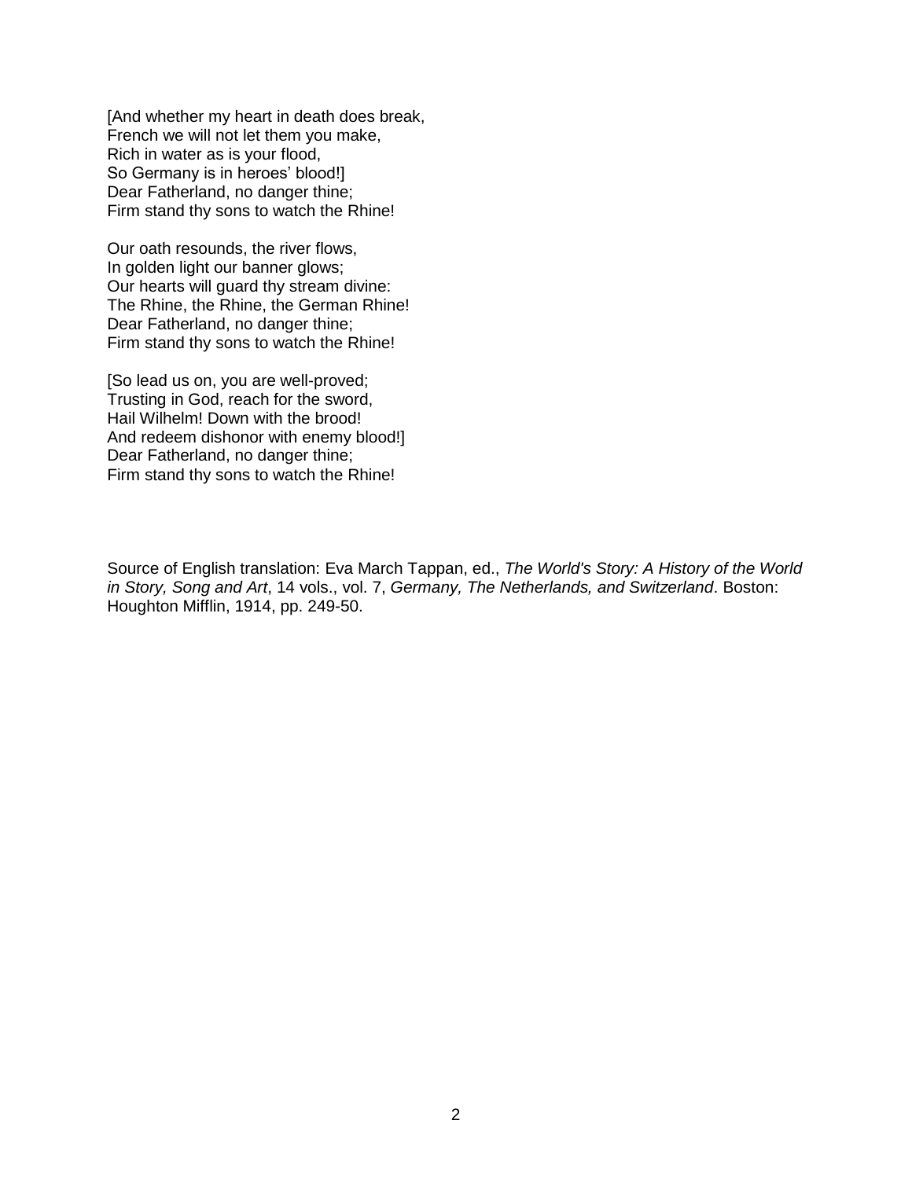[And whether my heart in death does break,
French we will not let them you make,
Rich in water as is your flood,
So Germany is in heroes' blood!]
Dear Fatherland, no danger thine;
Firm stand thy sons to watch the Rhine!

Our oath resounds, the river flows,
In golden light our banner glows;
Our hearts will guard thy stream divine:
The Rhine, the Rhine, the German Rhine!
Dear Fatherland, no danger thine;
Firm stand thy sons to watch the Rhine!

[So lead us on, you are well-proved;
Trusting in God, reach for the sword,
Hail Wilhelm! Down with the brood!
And redeem dishonor with enemy blood!]
Dear Fatherland, no danger thine;
Firm stand thy sons to watch the Rhine!

Source of English translation: Eva March Tappan, ed., *The World's Story: A History of the World in Story, Song and Art*, 14 vols., vol. 7, *Germany, The Netherlands, and Switzerland*. Boston: Houghton Mifflin, 1914, pp. 249-50.